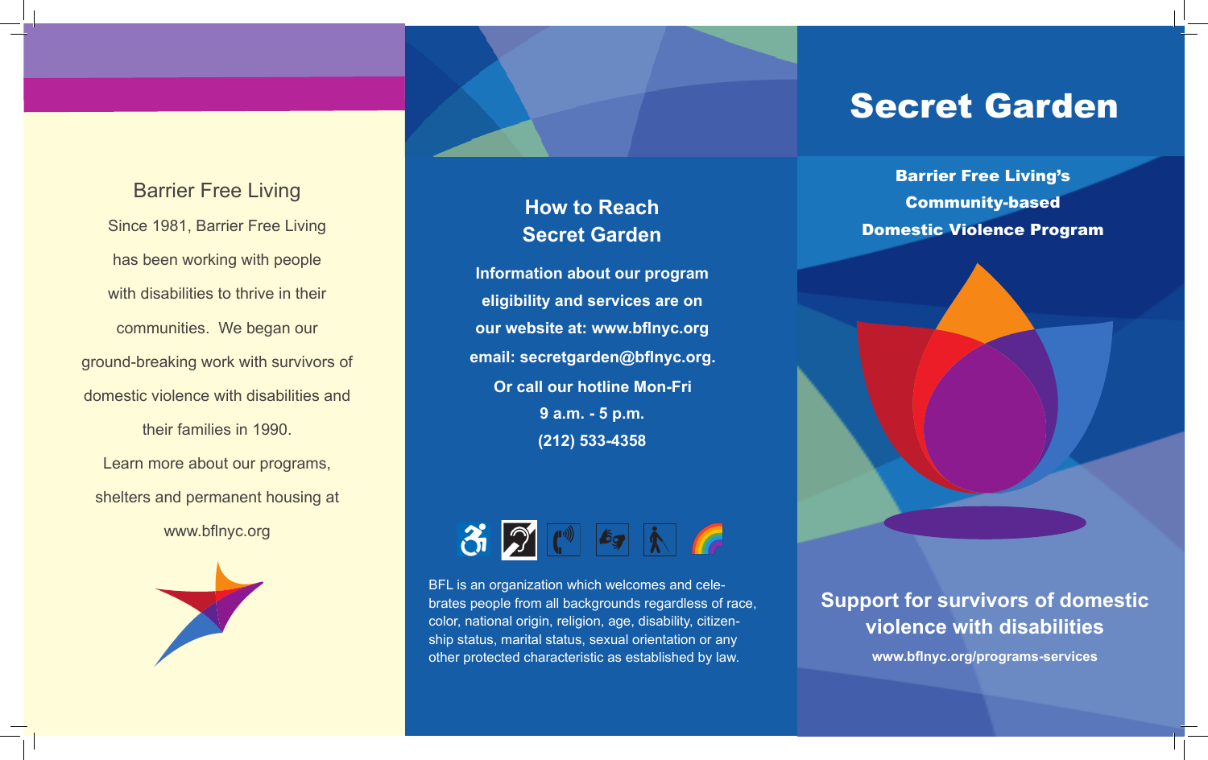## Barrier Free Living

Since 1981, Barrier Free Living has been working with people with disabilities to thrive in their communities. We began our ground-breaking work with survivors of domestic violence with disabilities and their families in 1990.

Learn more about our programs, shelters and permanent housing at www.bflnyc.org

## How to Reach Secret Garden

**Information about our program eligibility and services are on our website at: www.bflnyc.org**

**email: secretgarden@bflnyc.org.**

**Or call our hotline Mon-Fri**

**9 a.m. - 5 p.m.**

**(212) 533-4358**

BFL is an organization which welcomes and celebrates people from all backgrounds regardless of race, color, national origin, religion, age, disability, citizenship status, marital status, sexual orientation or any other protected characteristic as established by law.

# Secret Garden

**Barrier Free Living's**

**Community-based**

**Domestic Violence Program**

## Support for survivors of domestic violence with disabilities

**www.bflnyc.org/programs-services**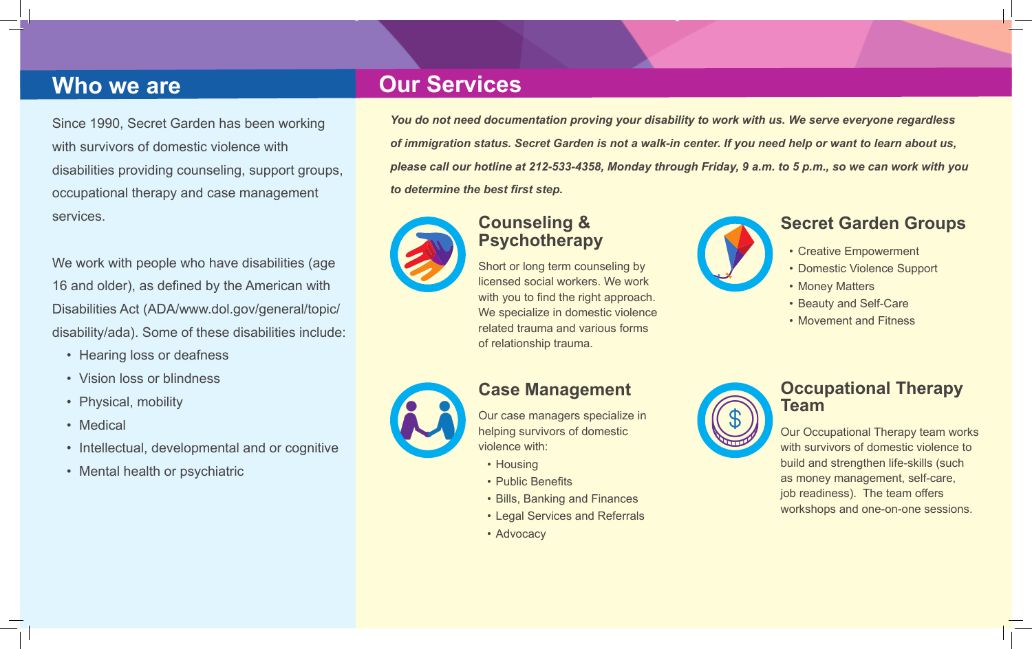## Who we are

Since 1990, Secret Garden has been working with survivors of domestic violence with disabilities providing counseling, support groups, occupational therapy and case management services.

We work with people who have disabilities (age 16 and older), as defined by the American with Disabilities Act (ADA/www.dol.gov/general/topic/disability/ada). Some of these disabilities include:

- Hearing loss or deafness
- Vision loss or blindness
- Physical, mobility
- Medical
- Intellectual, developmental and or cognitive
- Mental health or psychiatric

## Our Services

***You do not need documentation proving your disability to work with us. We serve everyone regardless of immigration status. Secret Garden is not a walk-in center. If you need help or want to learn about us, please call our hotline at 212-533-4358, Monday through Friday, 9 a.m. to 5 p.m., so we can work with you to determine the best first step.***

### Counseling & Psychotherapy

Short or long term counseling by licensed social workers. We work with you to find the right approach. We specialize in domestic violence related trauma and various forms of relationship trauma.

### Secret Garden Groups

- Creative Empowerment
- Domestic Violence Support
- Money Matters
- Beauty and Self-Care
- Movement and Fitness

### Case Management

Our case managers specialize in helping survivors of domestic violence with:

- Housing
- Public Benefits
- Bills, Banking and Finances
- Legal Services and Referrals
- Advocacy

### Occupational Therapy Team

Our Occupational Therapy team works with survivors of domestic violence to build and strengthen life-skills (such as money management, self-care, job readiness). The team offers workshops and one-on-one sessions.